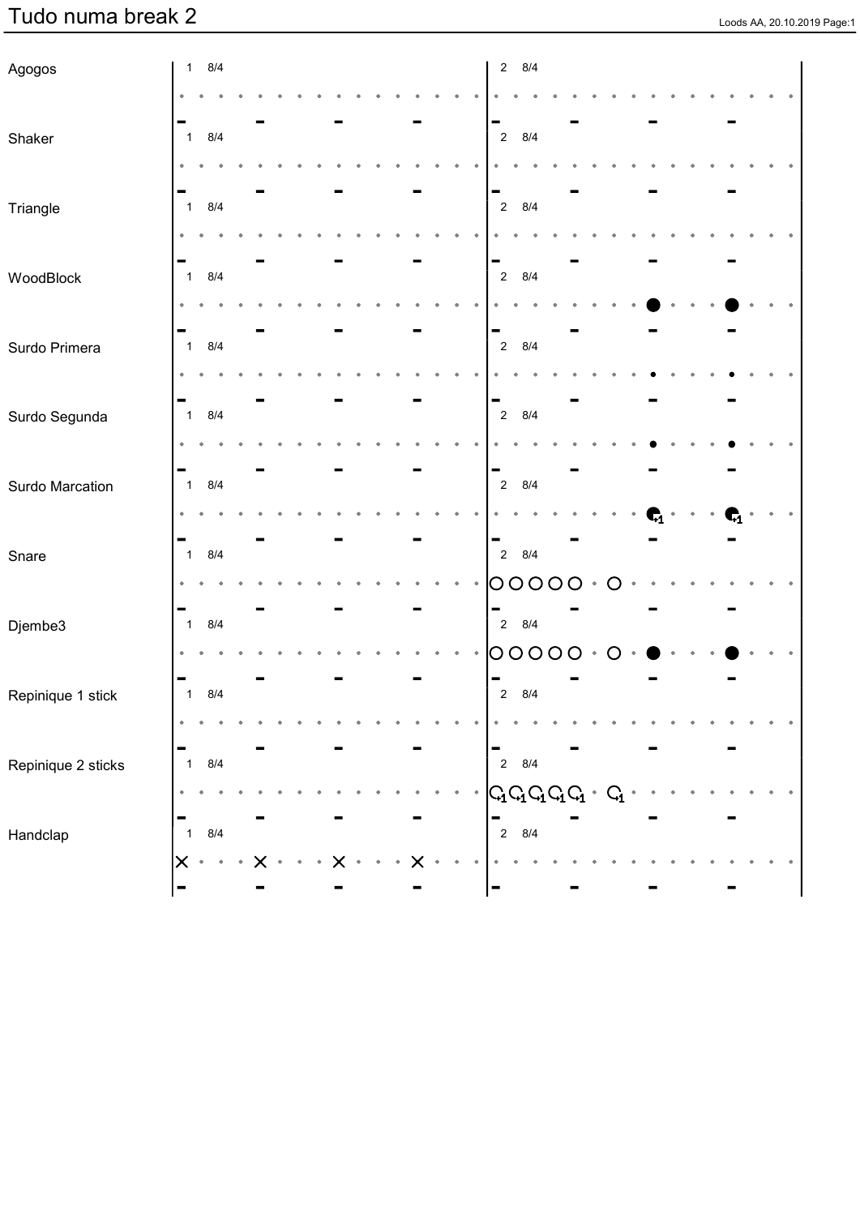# Tudo numa break 2

Agogos

1 8/4

2 8/4

Shaker

1 8/4

2 8/4

Triangle

1 8/4

2 8/4

WoodBlock

1 8/4

2 8/4

Surdo Primera

1 8/4

2 8/4

Surdo Segunda

1 8/4

2 8/4

Surdo Marcation

1 8/4

2 8/4

Snare

1 8/4

2 8/4

Djembe3

1 8/4

2 8/4

Repinique 1 stick

1 8/4

2 8/4

Repinique 2 sticks

1 8/4

2 8/4

Handclap

1 8/4

2 8/4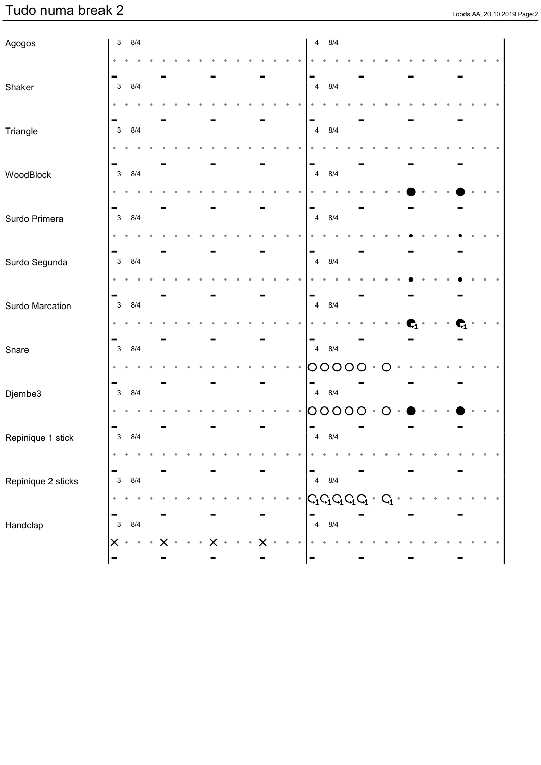# Tudo numa break 2

Agogos

3 8/4

4 8/4

Shaker

3 8/4

4 8/4

Triangle

3 8/4

4 8/4

WoodBlock

3 8/4

4 8/4

Surdo Primera

3 8/4

4 8/4

Surdo Segunda

3 8/4

4 8/4

Surdo Marcation

3 8/4

4 8/4

Snare

3 8/4

4 8/4

Djembe3

3 8/4

4 8/4

Repinique 1 stick

3 8/4

4 8/4

Repinique 2 sticks

3 8/4

4 8/4

Handclap

3 8/4

4 8/4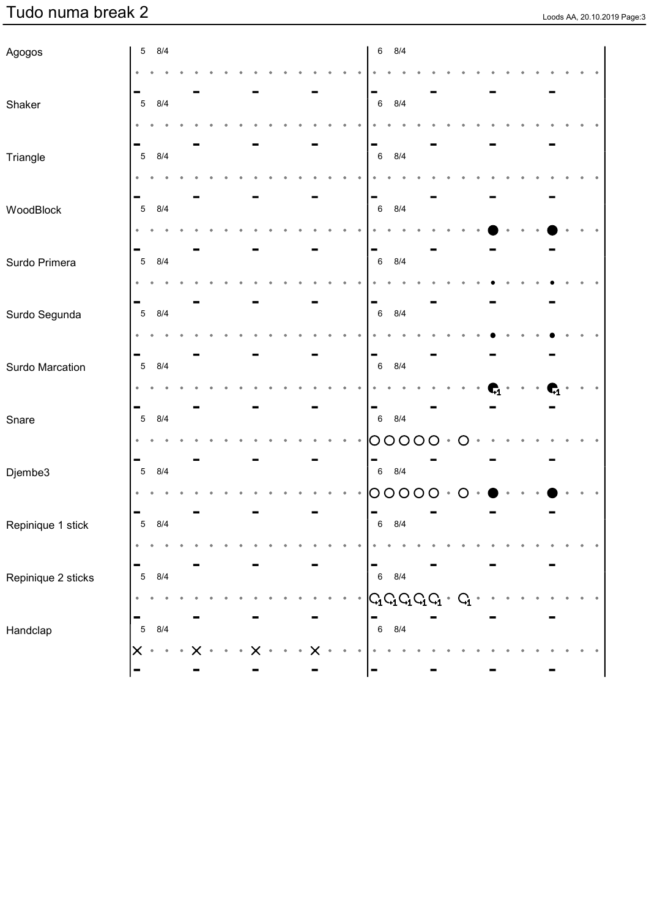# Tudo numa break 2

| Instrument | Bar | Time |
|---|---|---|
| Agogos | 5 | 8/4 |
| Agogos | 6 | 8/4 |
| Shaker | 5 | 8/4 |
| Shaker | 6 | 8/4 |
| Triangle | 5 | 8/4 |
| Triangle | 6 | 8/4 |
| WoodBlock | 5 | 8/4 |
| WoodBlock | 6 | 8/4 |
| Surdo Primera | 5 | 8/4 |
| Surdo Primera | 6 | 8/4 |
| Surdo Segunda | 5 | 8/4 |
| Surdo Segunda | 6 | 8/4 |
| Surdo Marcation | 5 | 8/4 |
| Surdo Marcation | 6 | 8/4 |
| Snare | 5 | 8/4 |
| Snare | 6 | 8/4 |
| Djembe3 | 5 | 8/4 |
| Djembe3 | 6 | 8/4 |
| Repinique 1 stick | 5 | 8/4 |
| Repinique 1 stick | 6 | 8/4 |
| Repinique 2 sticks | 5 | 8/4 |
| Repinique 2 sticks | 6 | 8/4 |
| Handclap | 5 | 8/4 |
| Handclap | 6 | 8/4 |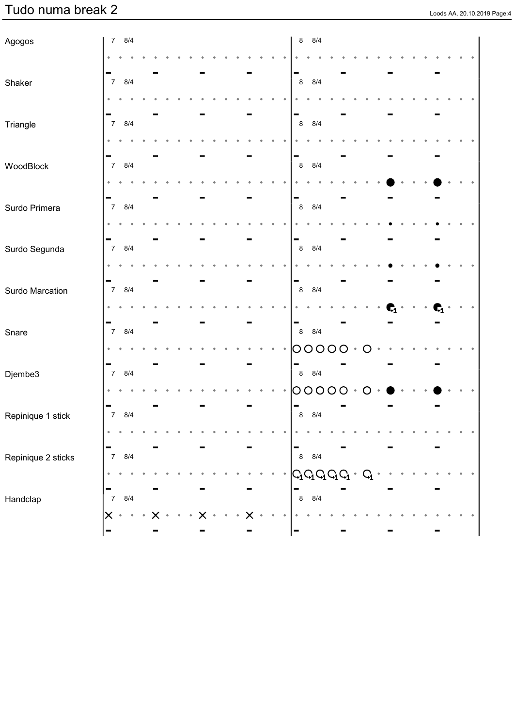# Tudo numa break 2

Agogos
7 8/4
8 8/4

Shaker
7 8/4
8 8/4

Triangle
7 8/4
8 8/4

WoodBlock
7 8/4
8 8/4

Surdo Primera
7 8/4
8 8/4

Surdo Segunda
7 8/4
8 8/4

Surdo Marcation
7 8/4
8 8/4

Snare
7 8/4
8 8/4

Djembe3
7 8/4
8 8/4

Repinique 1 stick
7 8/4
8 8/4

Repinique 2 sticks
7 8/4
8 8/4

Handclap
7 8/4
8 8/4